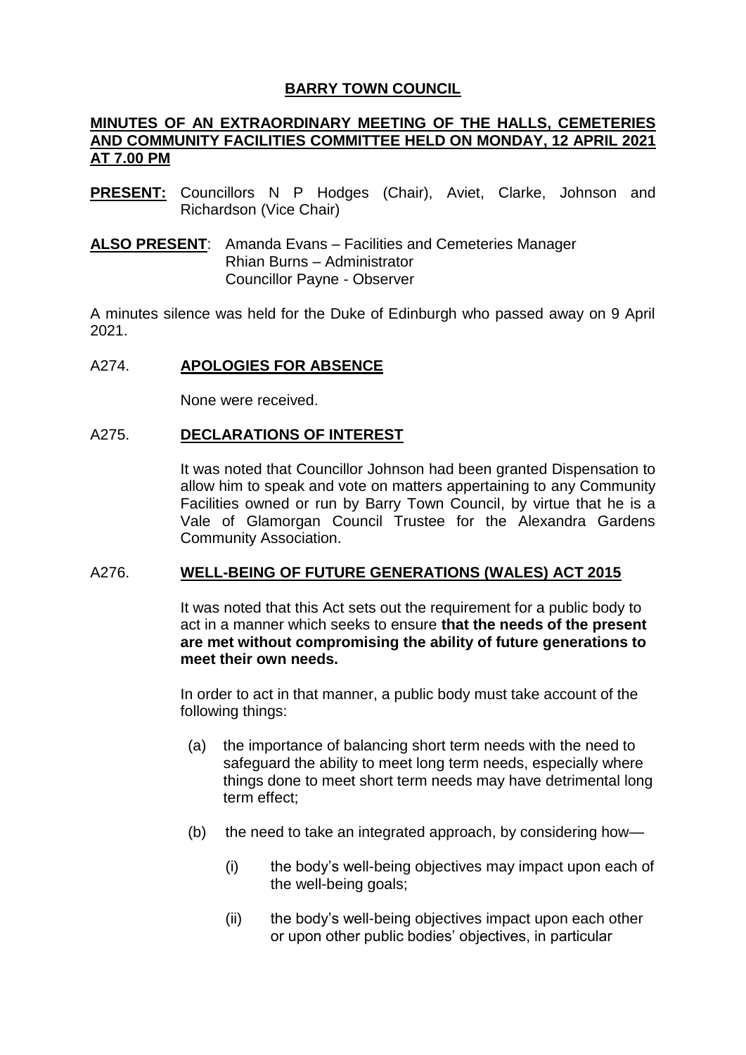# BARRY TOWN COUNCIL

## MINUTES OF AN EXTRAORDINARY MEETING OF THE HALLS, CEMETERIES AND COMMUNITY FACILITIES COMMITTEE HELD ON MONDAY, 12 APRIL 2021 AT 7.00 PM

**PRESENT:** Councillors N P Hodges (Chair), Aviet, Clarke, Johnson and Richardson (Vice Chair)

**ALSO PRESENT**: Amanda Evans – Facilities and Cemeteries Manager
Rhian Burns – Administrator
Councillor Payne - Observer

A minutes silence was held for the Duke of Edinburgh who passed away on 9 April 2021.

### A274. APOLOGIES FOR ABSENCE

None were received.

### A275. DECLARATIONS OF INTEREST

It was noted that Councillor Johnson had been granted Dispensation to allow him to speak and vote on matters appertaining to any Community Facilities owned or run by Barry Town Council, by virtue that he is a Vale of Glamorgan Council Trustee for the Alexandra Gardens Community Association.

### A276. WELL-BEING OF FUTURE GENERATIONS (WALES) ACT 2015

It was noted that this Act sets out the requirement for a public body to act in a manner which seeks to ensure **that the needs of the present are met without compromising the ability of future generations to meet their own needs.**

In order to act in that manner, a public body must take account of the following things:

(a) the importance of balancing short term needs with the need to safeguard the ability to meet long term needs, especially where things done to meet short term needs may have detrimental long term effect;

(b) the need to take an integrated approach, by considering how—

(i) the body's well-being objectives may impact upon each of the well-being goals;

(ii) the body's well-being objectives impact upon each other or upon other public bodies' objectives, in particular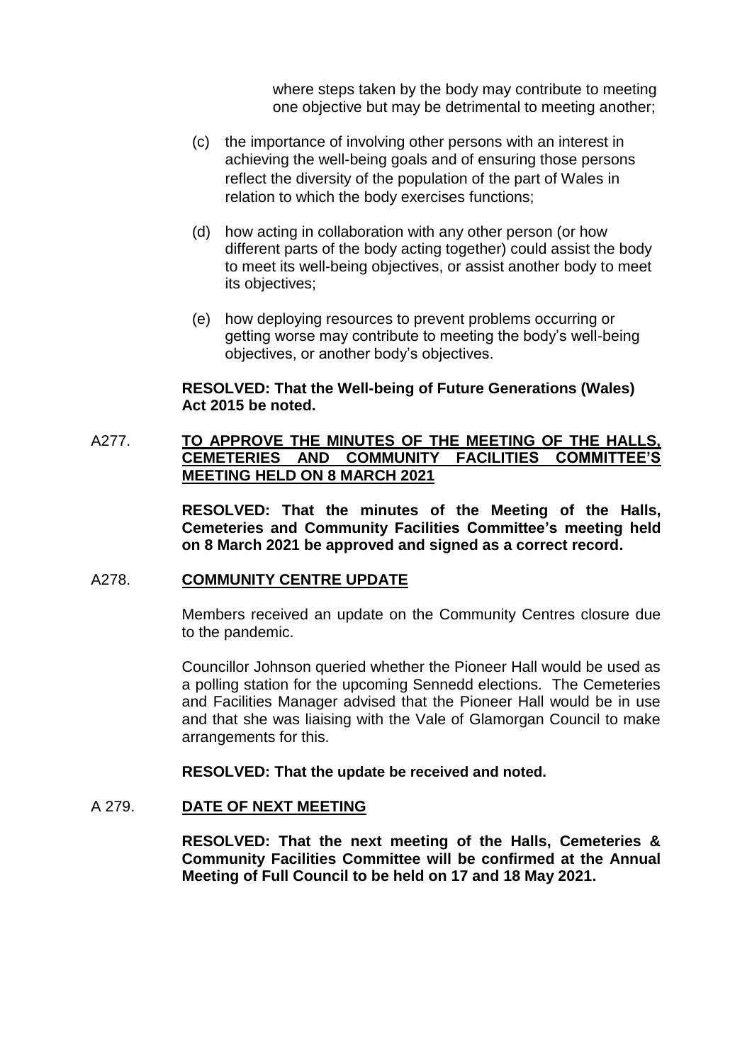where steps taken by the body may contribute to meeting one objective but may be detrimental to meeting another;

(c) the importance of involving other persons with an interest in achieving the well-being goals and of ensuring those persons reflect the diversity of the population of the part of Wales in relation to which the body exercises functions;

(d) how acting in collaboration with any other person (or how different parts of the body acting together) could assist the body to meet its well-being objectives, or assist another body to meet its objectives;

(e) how deploying resources to prevent problems occurring or getting worse may contribute to meeting the body's well-being objectives, or another body's objectives.

**RESOLVED: That the Well-being of Future Generations (Wales) Act 2015 be noted.**

A277. **TO APPROVE THE MINUTES OF THE MEETING OF THE HALLS, CEMETERIES AND COMMUNITY FACILITIES COMMITTEE'S MEETING HELD ON 8 MARCH 2021**

**RESOLVED: That the minutes of the Meeting of the Halls, Cemeteries and Community Facilities Committee's meeting held on 8 March 2021 be approved and signed as a correct record.**

A278. **COMMUNITY CENTRE UPDATE**

Members received an update on the Community Centres closure due to the pandemic.

Councillor Johnson queried whether the Pioneer Hall would be used as a polling station for the upcoming Sennedd elections. The Cemeteries and Facilities Manager advised that the Pioneer Hall would be in use and that she was liaising with the Vale of Glamorgan Council to make arrangements for this.

**RESOLVED: That the update be received and noted.**

A 279. **DATE OF NEXT MEETING**

**RESOLVED: That the next meeting of the Halls, Cemeteries & Community Facilities Committee will be confirmed at the Annual Meeting of Full Council to be held on 17 and 18 May 2021.**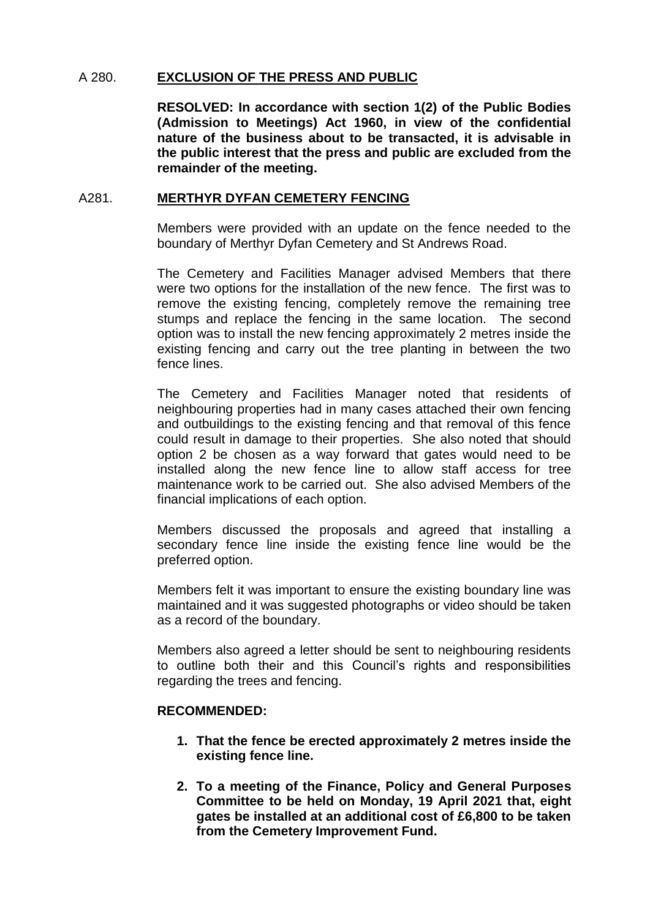## A 280. **EXCLUSION OF THE PRESS AND PUBLIC**

**RESOLVED: In accordance with section 1(2) of the Public Bodies (Admission to Meetings) Act 1960, in view of the confidential nature of the business about to be transacted, it is advisable in the public interest that the press and public are excluded from the remainder of the meeting.**

## A281. **MERTHYR DYFAN CEMETERY FENCING**

Members were provided with an update on the fence needed to the boundary of Merthyr Dyfan Cemetery and St Andrews Road.

The Cemetery and Facilities Manager advised Members that there were two options for the installation of the new fence. The first was to remove the existing fencing, completely remove the remaining tree stumps and replace the fencing in the same location. The second option was to install the new fencing approximately 2 metres inside the existing fencing and carry out the tree planting in between the two fence lines.

The Cemetery and Facilities Manager noted that residents of neighbouring properties had in many cases attached their own fencing and outbuildings to the existing fencing and that removal of this fence could result in damage to their properties. She also noted that should option 2 be chosen as a way forward that gates would need to be installed along the new fence line to allow staff access for tree maintenance work to be carried out. She also advised Members of the financial implications of each option.

Members discussed the proposals and agreed that installing a secondary fence line inside the existing fence line would be the preferred option.

Members felt it was important to ensure the existing boundary line was maintained and it was suggested photographs or video should be taken as a record of the boundary.

Members also agreed a letter should be sent to neighbouring residents to outline both their and this Council's rights and responsibilities regarding the trees and fencing.

**RECOMMENDED:**

1. **That the fence be erected approximately 2 metres inside the existing fence line.**
2. **To a meeting of the Finance, Policy and General Purposes Committee to be held on Monday, 19 April 2021 that, eight gates be installed at an additional cost of £6,800 to be taken from the Cemetery Improvement Fund.**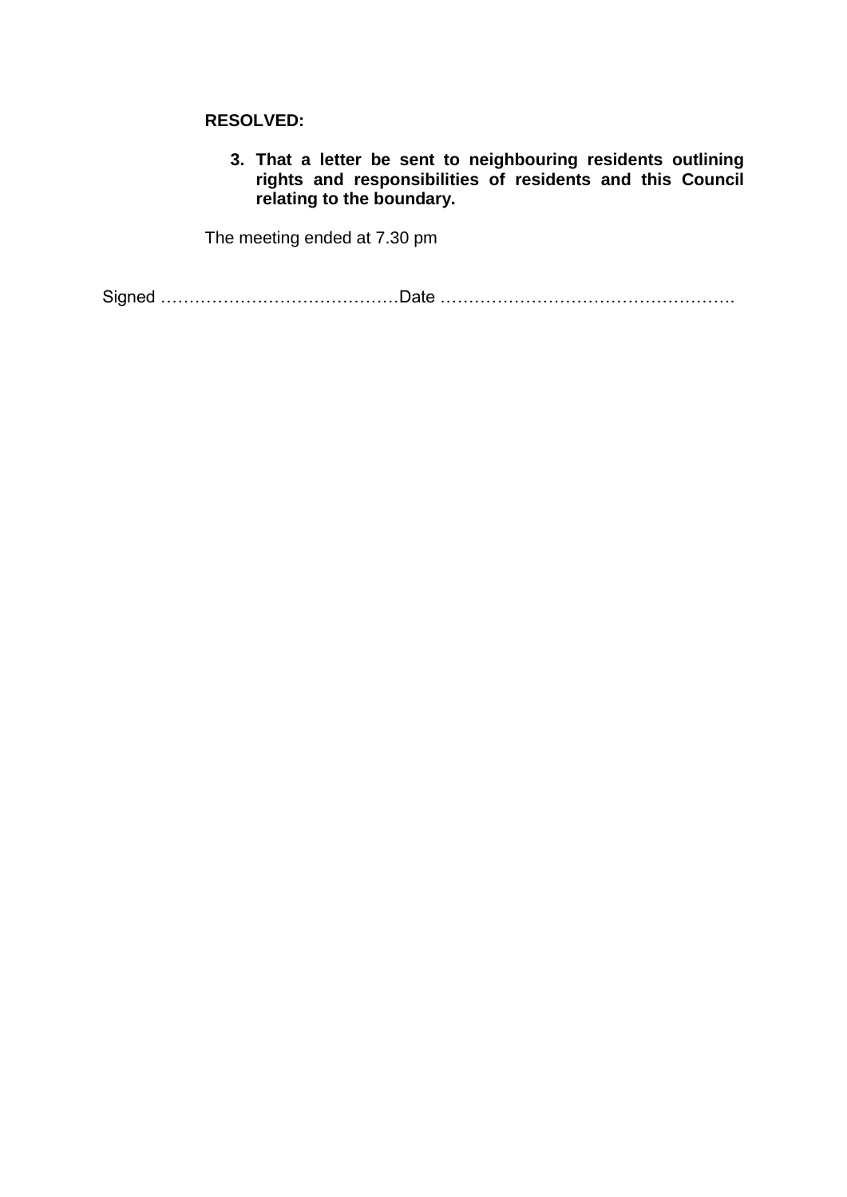**RESOLVED:**

3. **That a letter be sent to neighbouring residents outlining rights and responsibilities of residents and this Council relating to the boundary.**

The meeting ended at 7.30 pm

Signed ……………………………………Date …………………………………………….